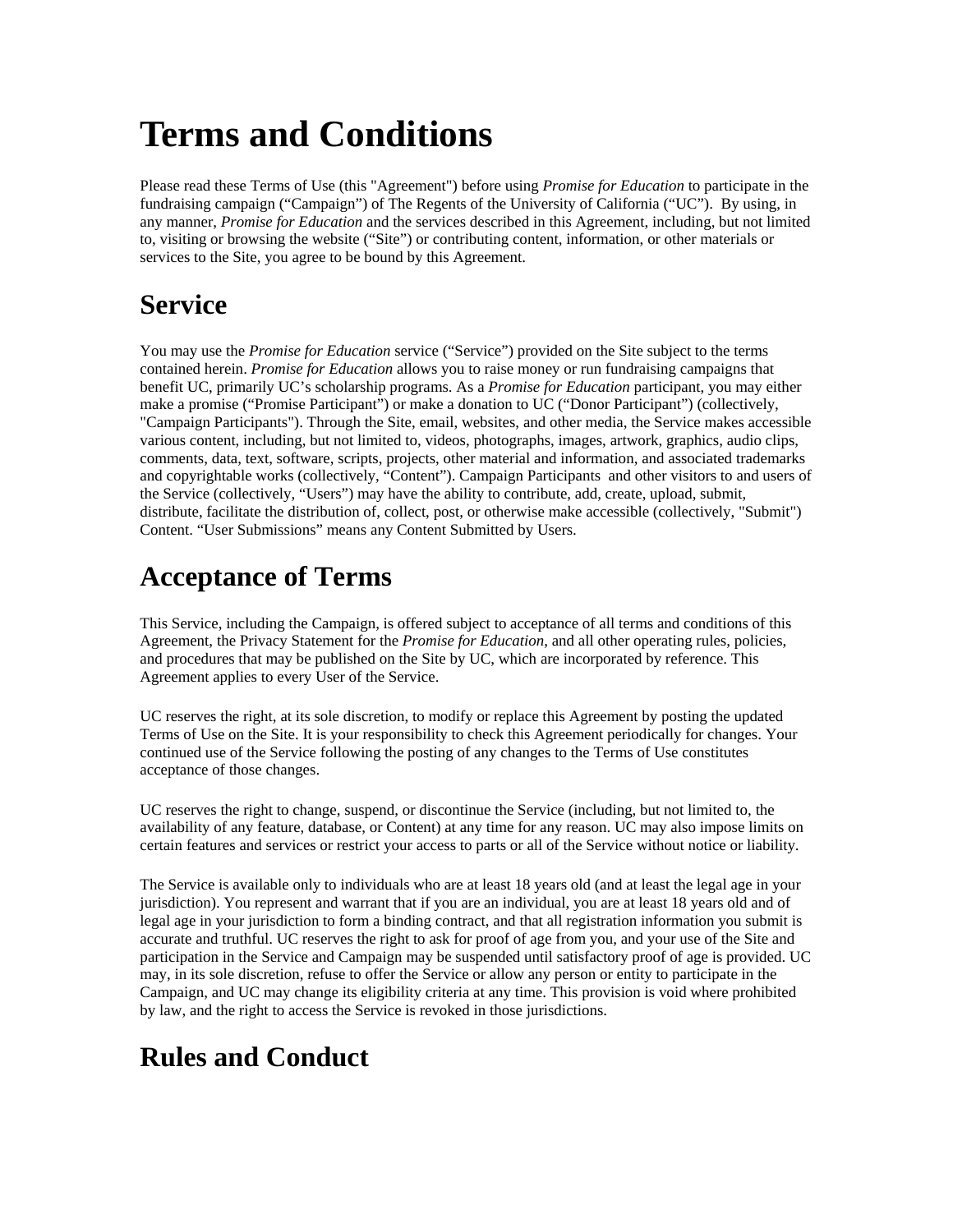# Terms and Conditions

Please read these Terms of Use (this "Agreement") before using *Promise for Education* to participate in the fundraising campaign ("Campaign") of The Regents of the University of California ("UC"). By using, in any manner, *Promise for Education* and the services described in this Agreement, including, but not limited to, visiting or browsing the website ("Site") or contributing content, information, or other materials or services to the Site, you agree to be bound by this Agreement.

## Service

You may use the *Promise for Education* service ("Service") provided on the Site subject to the terms contained herein. *Promise for Education* allows you to raise money or run fundraising campaigns that benefit UC, primarily UC's scholarship programs. As a *Promise for Education* participant, you may either make a promise ("Promise Participant") or make a donation to UC ("Donor Participant") (collectively, "Campaign Participants"). Through the Site, email, websites, and other media, the Service makes accessible various content, including, but not limited to, videos, photographs, images, artwork, graphics, audio clips, comments, data, text, software, scripts, projects, other material and information, and associated trademarks and copyrightable works (collectively, "Content"). Campaign Participants and other visitors to and users of the Service (collectively, "Users") may have the ability to contribute, add, create, upload, submit, distribute, facilitate the distribution of, collect, post, or otherwise make accessible (collectively, "Submit") Content. "User Submissions" means any Content Submitted by Users.

## Acceptance of Terms

This Service, including the Campaign, is offered subject to acceptance of all terms and conditions of this Agreement, the Privacy Statement for the *Promise for Education*, and all other operating rules, policies, and procedures that may be published on the Site by UC, which are incorporated by reference. This Agreement applies to every User of the Service.

UC reserves the right, at its sole discretion, to modify or replace this Agreement by posting the updated Terms of Use on the Site. It is your responsibility to check this Agreement periodically for changes. Your continued use of the Service following the posting of any changes to the Terms of Use constitutes acceptance of those changes.

UC reserves the right to change, suspend, or discontinue the Service (including, but not limited to, the availability of any feature, database, or Content) at any time for any reason. UC may also impose limits on certain features and services or restrict your access to parts or all of the Service without notice or liability.

The Service is available only to individuals who are at least 18 years old (and at least the legal age in your jurisdiction). You represent and warrant that if you are an individual, you are at least 18 years old and of legal age in your jurisdiction to form a binding contract, and that all registration information you submit is accurate and truthful. UC reserves the right to ask for proof of age from you, and your use of the Site and participation in the Service and Campaign may be suspended until satisfactory proof of age is provided. UC may, in its sole discretion, refuse to offer the Service or allow any person or entity to participate in the Campaign, and UC may change its eligibility criteria at any time. This provision is void where prohibited by law, and the right to access the Service is revoked in those jurisdictions.

## Rules and Conduct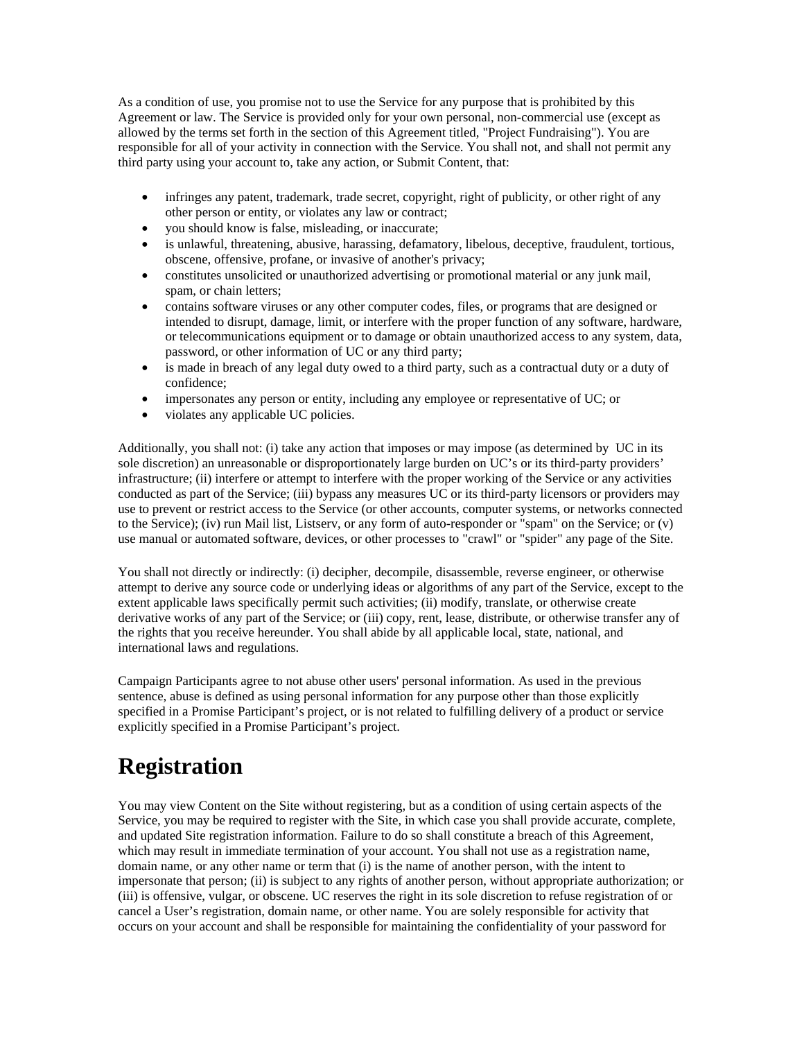As a condition of use, you promise not to use the Service for any purpose that is prohibited by this Agreement or law. The Service is provided only for your own personal, non-commercial use (except as allowed by the terms set forth in the section of this Agreement titled, "Project Fundraising"). You are responsible for all of your activity in connection with the Service. You shall not, and shall not permit any third party using your account to, take any action, or Submit Content, that:

- infringes any patent, trademark, trade secret, copyright, right of publicity, or other right of any other person or entity, or violates any law or contract;
- you should know is false, misleading, or inaccurate;
- is unlawful, threatening, abusive, harassing, defamatory, libelous, deceptive, fraudulent, tortious, obscene, offensive, profane, or invasive of another's privacy;
- constitutes unsolicited or unauthorized advertising or promotional material or any junk mail, spam, or chain letters;
- contains software viruses or any other computer codes, files, or programs that are designed or intended to disrupt, damage, limit, or interfere with the proper function of any software, hardware, or telecommunications equipment or to damage or obtain unauthorized access to any system, data, password, or other information of UC or any third party;
- is made in breach of any legal duty owed to a third party, such as a contractual duty or a duty of confidence;
- impersonates any person or entity, including any employee or representative of UC; or
- violates any applicable UC policies.

Additionally, you shall not: (i) take any action that imposes or may impose (as determined by UC in its sole discretion) an unreasonable or disproportionately large burden on UC's or its third-party providers' infrastructure; (ii) interfere or attempt to interfere with the proper working of the Service or any activities conducted as part of the Service; (iii) bypass any measures UC or its third-party licensors or providers may use to prevent or restrict access to the Service (or other accounts, computer systems, or networks connected to the Service); (iv) run Mail list, Listserv, or any form of auto-responder or "spam" on the Service; or (v) use manual or automated software, devices, or other processes to "crawl" or "spider" any page of the Site.

You shall not directly or indirectly: (i) decipher, decompile, disassemble, reverse engineer, or otherwise attempt to derive any source code or underlying ideas or algorithms of any part of the Service, except to the extent applicable laws specifically permit such activities; (ii) modify, translate, or otherwise create derivative works of any part of the Service; or (iii) copy, rent, lease, distribute, or otherwise transfer any of the rights that you receive hereunder. You shall abide by all applicable local, state, national, and international laws and regulations.

Campaign Participants agree to not abuse other users' personal information. As used in the previous sentence, abuse is defined as using personal information for any purpose other than those explicitly specified in a Promise Participant's project, or is not related to fulfilling delivery of a product or service explicitly specified in a Promise Participant's project.

# Registration

You may view Content on the Site without registering, but as a condition of using certain aspects of the Service, you may be required to register with the Site, in which case you shall provide accurate, complete, and updated Site registration information. Failure to do so shall constitute a breach of this Agreement, which may result in immediate termination of your account. You shall not use as a registration name, domain name, or any other name or term that (i) is the name of another person, with the intent to impersonate that person; (ii) is subject to any rights of another person, without appropriate authorization; or (iii) is offensive, vulgar, or obscene. UC reserves the right in its sole discretion to refuse registration of or cancel a User's registration, domain name, or other name. You are solely responsible for activity that occurs on your account and shall be responsible for maintaining the confidentiality of your password for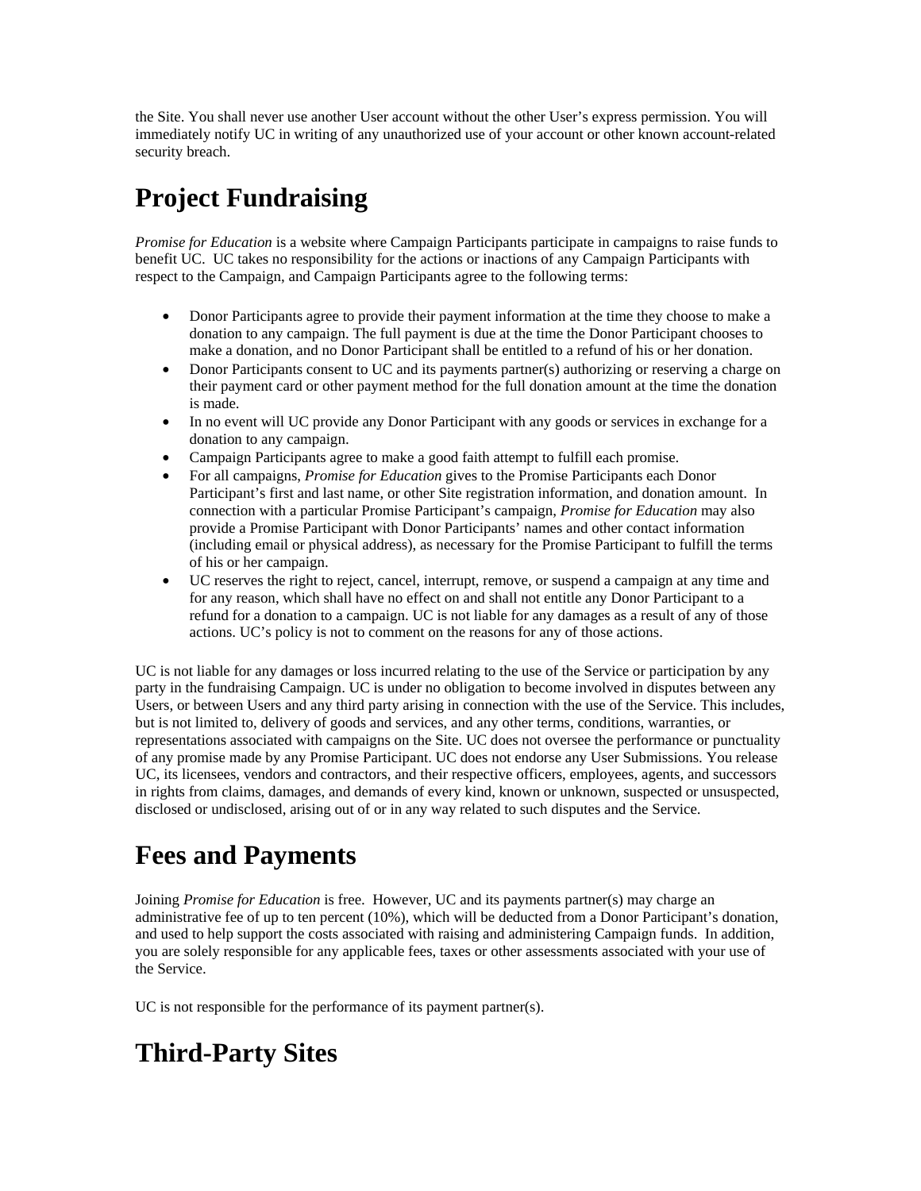the Site. You shall never use another User account without the other User's express permission. You will immediately notify UC in writing of any unauthorized use of your account or other known account-related security breach.

# Project Fundraising

*Promise for Education* is a website where Campaign Participants participate in campaigns to raise funds to benefit UC. UC takes no responsibility for the actions or inactions of any Campaign Participants with respect to the Campaign, and Campaign Participants agree to the following terms:

- Donor Participants agree to provide their payment information at the time they choose to make a donation to any campaign. The full payment is due at the time the Donor Participant chooses to make a donation, and no Donor Participant shall be entitled to a refund of his or her donation.
- Donor Participants consent to UC and its payments partner(s) authorizing or reserving a charge on their payment card or other payment method for the full donation amount at the time the donation is made.
- In no event will UC provide any Donor Participant with any goods or services in exchange for a donation to any campaign.
- Campaign Participants agree to make a good faith attempt to fulfill each promise.
- For all campaigns, *Promise for Education* gives to the Promise Participants each Donor Participant's first and last name, or other Site registration information, and donation amount. In connection with a particular Promise Participant's campaign, *Promise for Education* may also provide a Promise Participant with Donor Participants' names and other contact information (including email or physical address), as necessary for the Promise Participant to fulfill the terms of his or her campaign.
- UC reserves the right to reject, cancel, interrupt, remove, or suspend a campaign at any time and for any reason, which shall have no effect on and shall not entitle any Donor Participant to a refund for a donation to a campaign. UC is not liable for any damages as a result of any of those actions. UC's policy is not to comment on the reasons for any of those actions.

UC is not liable for any damages or loss incurred relating to the use of the Service or participation by any party in the fundraising Campaign. UC is under no obligation to become involved in disputes between any Users, or between Users and any third party arising in connection with the use of the Service. This includes, but is not limited to, delivery of goods and services, and any other terms, conditions, warranties, or representations associated with campaigns on the Site. UC does not oversee the performance or punctuality of any promise made by any Promise Participant. UC does not endorse any User Submissions. You release UC, its licensees, vendors and contractors, and their respective officers, employees, agents, and successors in rights from claims, damages, and demands of every kind, known or unknown, suspected or unsuspected, disclosed or undisclosed, arising out of or in any way related to such disputes and the Service.

# Fees and Payments

Joining *Promise for Education* is free. However, UC and its payments partner(s) may charge an administrative fee of up to ten percent (10%), which will be deducted from a Donor Participant's donation, and used to help support the costs associated with raising and administering Campaign funds. In addition, you are solely responsible for any applicable fees, taxes or other assessments associated with your use of the Service.

UC is not responsible for the performance of its payment partner(s).

# Third-Party Sites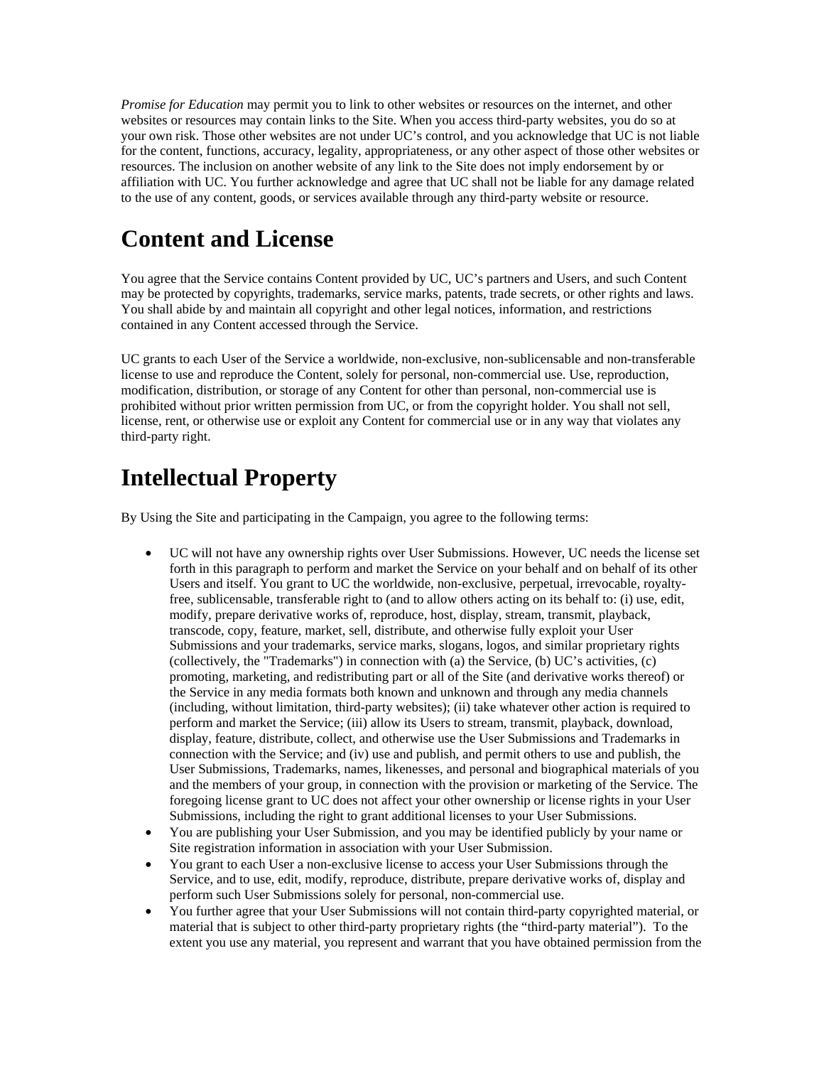*Promise for Education* may permit you to link to other websites or resources on the internet, and other websites or resources may contain links to the Site. When you access third-party websites, you do so at your own risk. Those other websites are not under UC's control, and you acknowledge that UC is not liable for the content, functions, accuracy, legality, appropriateness, or any other aspect of those other websites or resources. The inclusion on another website of any link to the Site does not imply endorsement by or affiliation with UC. You further acknowledge and agree that UC shall not be liable for any damage related to the use of any content, goods, or services available through any third-party website or resource.

# Content and License

You agree that the Service contains Content provided by UC, UC's partners and Users, and such Content may be protected by copyrights, trademarks, service marks, patents, trade secrets, or other rights and laws. You shall abide by and maintain all copyright and other legal notices, information, and restrictions contained in any Content accessed through the Service.

UC grants to each User of the Service a worldwide, non-exclusive, non-sublicensable and non-transferable license to use and reproduce the Content, solely for personal, non-commercial use. Use, reproduction, modification, distribution, or storage of any Content for other than personal, non-commercial use is prohibited without prior written permission from UC, or from the copyright holder. You shall not sell, license, rent, or otherwise use or exploit any Content for commercial use or in any way that violates any third-party right.

# Intellectual Property

By Using the Site and participating in the Campaign, you agree to the following terms:

- UC will not have any ownership rights over User Submissions. However, UC needs the license set forth in this paragraph to perform and market the Service on your behalf and on behalf of its other Users and itself. You grant to UC the worldwide, non-exclusive, perpetual, irrevocable, royalty-free, sublicensable, transferable right to (and to allow others acting on its behalf to: (i) use, edit, modify, prepare derivative works of, reproduce, host, display, stream, transmit, playback, transcode, copy, feature, market, sell, distribute, and otherwise fully exploit your User Submissions and your trademarks, service marks, slogans, logos, and similar proprietary rights (collectively, the "Trademarks") in connection with (a) the Service, (b) UC's activities, (c) promoting, marketing, and redistributing part or all of the Site (and derivative works thereof) or the Service in any media formats both known and unknown and through any media channels (including, without limitation, third-party websites); (ii) take whatever other action is required to perform and market the Service; (iii) allow its Users to stream, transmit, playback, download, display, feature, distribute, collect, and otherwise use the User Submissions and Trademarks in connection with the Service; and (iv) use and publish, and permit others to use and publish, the User Submissions, Trademarks, names, likenesses, and personal and biographical materials of you and the members of your group, in connection with the provision or marketing of the Service. The foregoing license grant to UC does not affect your other ownership or license rights in your User Submissions, including the right to grant additional licenses to your User Submissions.
- You are publishing your User Submission, and you may be identified publicly by your name or Site registration information in association with your User Submission.
- You grant to each User a non-exclusive license to access your User Submissions through the Service, and to use, edit, modify, reproduce, distribute, prepare derivative works of, display and perform such User Submissions solely for personal, non-commercial use.
- You further agree that your User Submissions will not contain third-party copyrighted material, or material that is subject to other third-party proprietary rights (the "third-party material"). To the extent you use any material, you represent and warrant that you have obtained permission from the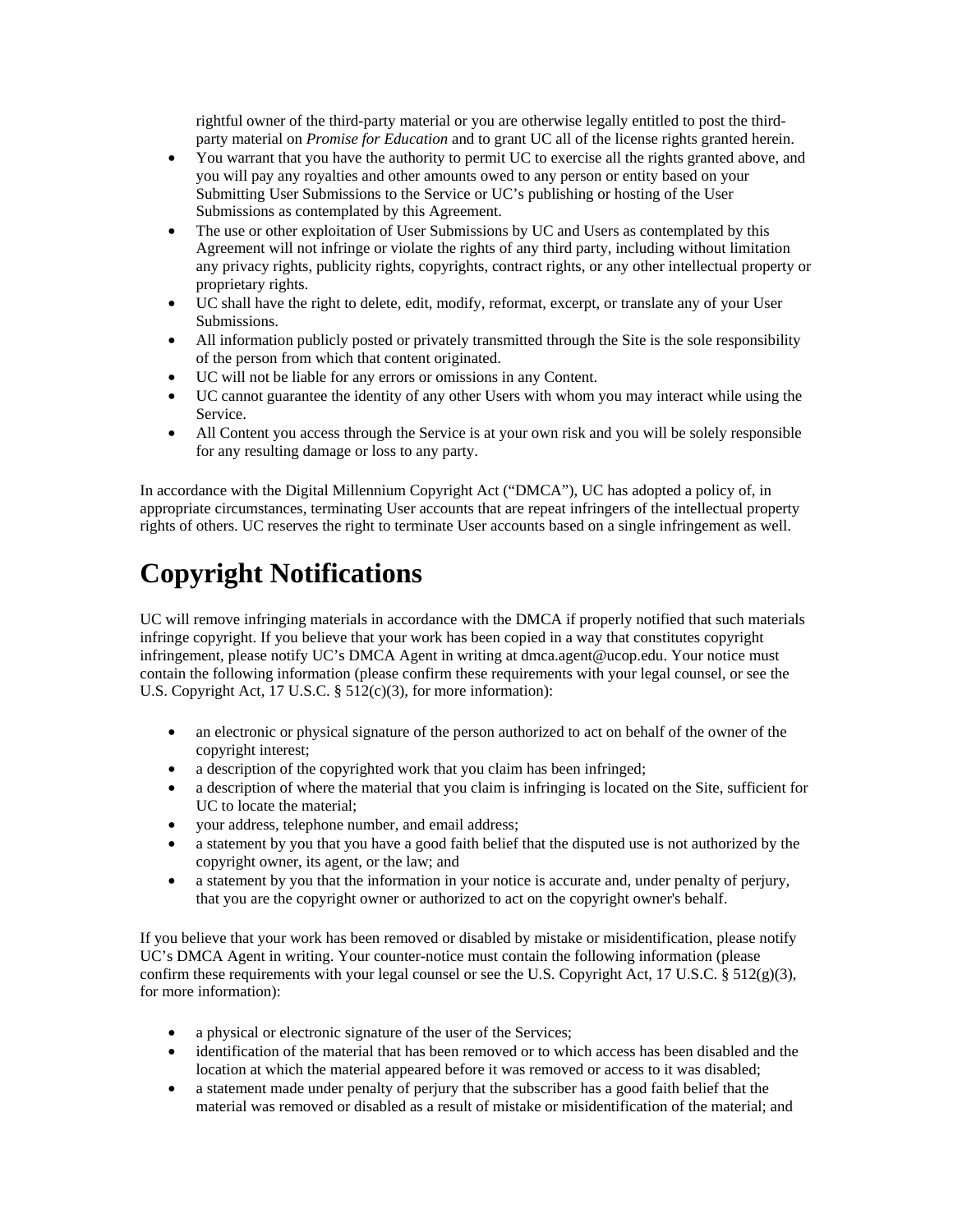rightful owner of the third-party material or you are otherwise legally entitled to post the third-party material on *Promise for Education* and to grant UC all of the license rights granted herein.

- You warrant that you have the authority to permit UC to exercise all the rights granted above, and you will pay any royalties and other amounts owed to any person or entity based on your Submitting User Submissions to the Service or UC's publishing or hosting of the User Submissions as contemplated by this Agreement.
- The use or other exploitation of User Submissions by UC and Users as contemplated by this Agreement will not infringe or violate the rights of any third party, including without limitation any privacy rights, publicity rights, copyrights, contract rights, or any other intellectual property or proprietary rights.
- UC shall have the right to delete, edit, modify, reformat, excerpt, or translate any of your User Submissions.
- All information publicly posted or privately transmitted through the Site is the sole responsibility of the person from which that content originated.
- UC will not be liable for any errors or omissions in any Content.
- UC cannot guarantee the identity of any other Users with whom you may interact while using the Service.
- All Content you access through the Service is at your own risk and you will be solely responsible for any resulting damage or loss to any party.

In accordance with the Digital Millennium Copyright Act ("DMCA"), UC has adopted a policy of, in appropriate circumstances, terminating User accounts that are repeat infringers of the intellectual property rights of others. UC reserves the right to terminate User accounts based on a single infringement as well.

# Copyright Notifications

UC will remove infringing materials in accordance with the DMCA if properly notified that such materials infringe copyright. If you believe that your work has been copied in a way that constitutes copyright infringement, please notify UC's DMCA Agent in writing at dmca.agent@ucop.edu. Your notice must contain the following information (please confirm these requirements with your legal counsel, or see the U.S. Copyright Act, 17 U.S.C. § 512(c)(3), for more information):

- an electronic or physical signature of the person authorized to act on behalf of the owner of the copyright interest;
- a description of the copyrighted work that you claim has been infringed;
- a description of where the material that you claim is infringing is located on the Site, sufficient for UC to locate the material;
- your address, telephone number, and email address;
- a statement by you that you have a good faith belief that the disputed use is not authorized by the copyright owner, its agent, or the law; and
- a statement by you that the information in your notice is accurate and, under penalty of perjury, that you are the copyright owner or authorized to act on the copyright owner's behalf.

If you believe that your work has been removed or disabled by mistake or misidentification, please notify UC's DMCA Agent in writing. Your counter-notice must contain the following information (please confirm these requirements with your legal counsel or see the U.S. Copyright Act, 17 U.S.C. § 512(g)(3), for more information):

- a physical or electronic signature of the user of the Services;
- identification of the material that has been removed or to which access has been disabled and the location at which the material appeared before it was removed or access to it was disabled;
- a statement made under penalty of perjury that the subscriber has a good faith belief that the material was removed or disabled as a result of mistake or misidentification of the material; and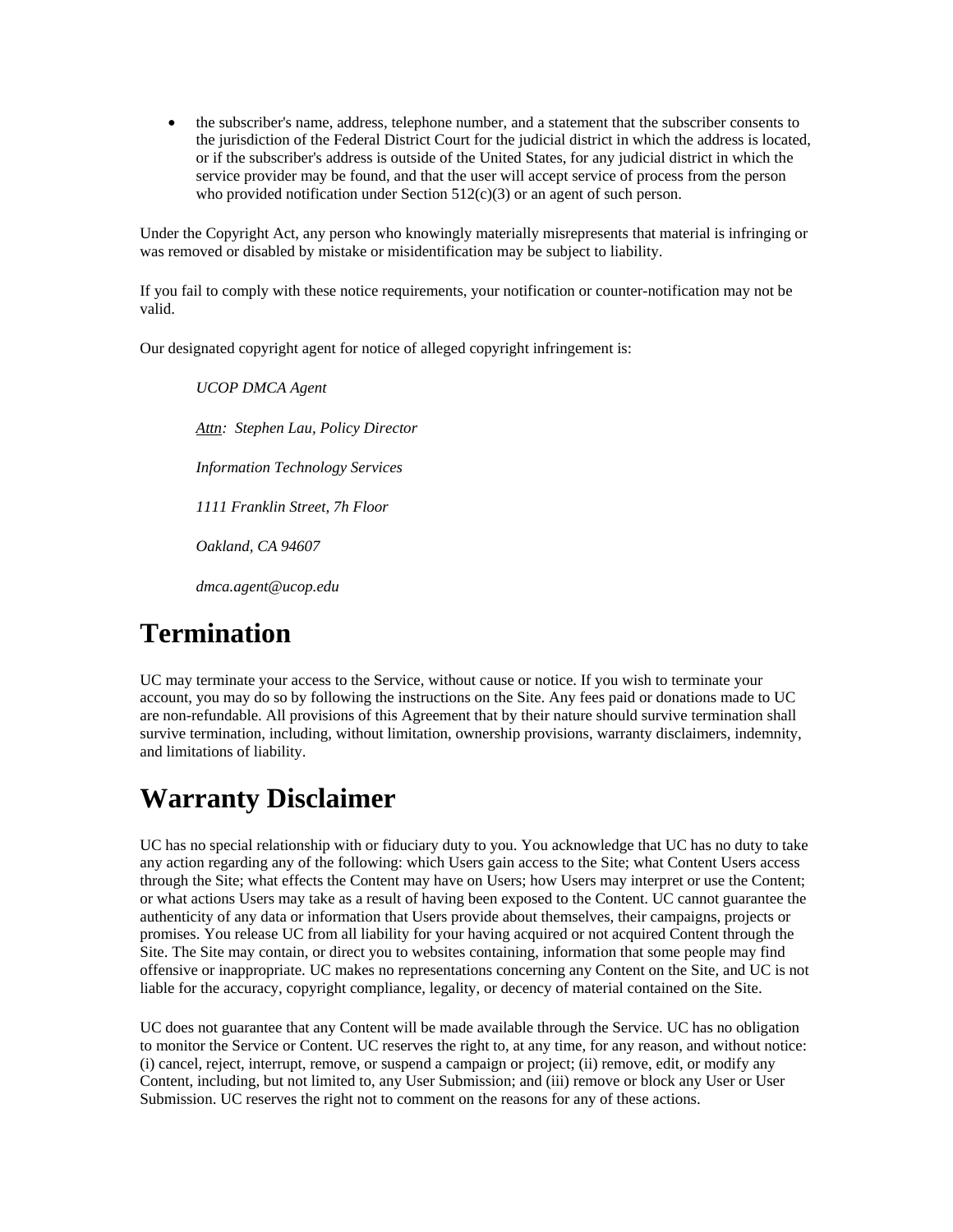- the subscriber's name, address, telephone number, and a statement that the subscriber consents to the jurisdiction of the Federal District Court for the judicial district in which the address is located, or if the subscriber's address is outside of the United States, for any judicial district in which the service provider may be found, and that the user will accept service of process from the person who provided notification under Section 512(c)(3) or an agent of such person.

Under the Copyright Act, any person who knowingly materially misrepresents that material is infringing or was removed or disabled by mistake or misidentification may be subject to liability.

If you fail to comply with these notice requirements, your notification or counter-notification may not be valid.

Our designated copyright agent for notice of alleged copyright infringement is:

*UCOP DMCA Agent*

*Attn: Stephen Lau, Policy Director*

*Information Technology Services*

*1111 Franklin Street, 7h Floor*

*Oakland, CA 94607*

*dmca.agent@ucop.edu*

# Termination

UC may terminate your access to the Service, without cause or notice. If you wish to terminate your account, you may do so by following the instructions on the Site. Any fees paid or donations made to UC are non-refundable. All provisions of this Agreement that by their nature should survive termination shall survive termination, including, without limitation, ownership provisions, warranty disclaimers, indemnity, and limitations of liability.

# Warranty Disclaimer

UC has no special relationship with or fiduciary duty to you. You acknowledge that UC has no duty to take any action regarding any of the following: which Users gain access to the Site; what Content Users access through the Site; what effects the Content may have on Users; how Users may interpret or use the Content; or what actions Users may take as a result of having been exposed to the Content. UC cannot guarantee the authenticity of any data or information that Users provide about themselves, their campaigns, projects or promises. You release UC from all liability for your having acquired or not acquired Content through the Site. The Site may contain, or direct you to websites containing, information that some people may find offensive or inappropriate. UC makes no representations concerning any Content on the Site, and UC is not liable for the accuracy, copyright compliance, legality, or decency of material contained on the Site.

UC does not guarantee that any Content will be made available through the Service. UC has no obligation to monitor the Service or Content. UC reserves the right to, at any time, for any reason, and without notice: (i) cancel, reject, interrupt, remove, or suspend a campaign or project; (ii) remove, edit, or modify any Content, including, but not limited to, any User Submission; and (iii) remove or block any User or User Submission. UC reserves the right not to comment on the reasons for any of these actions.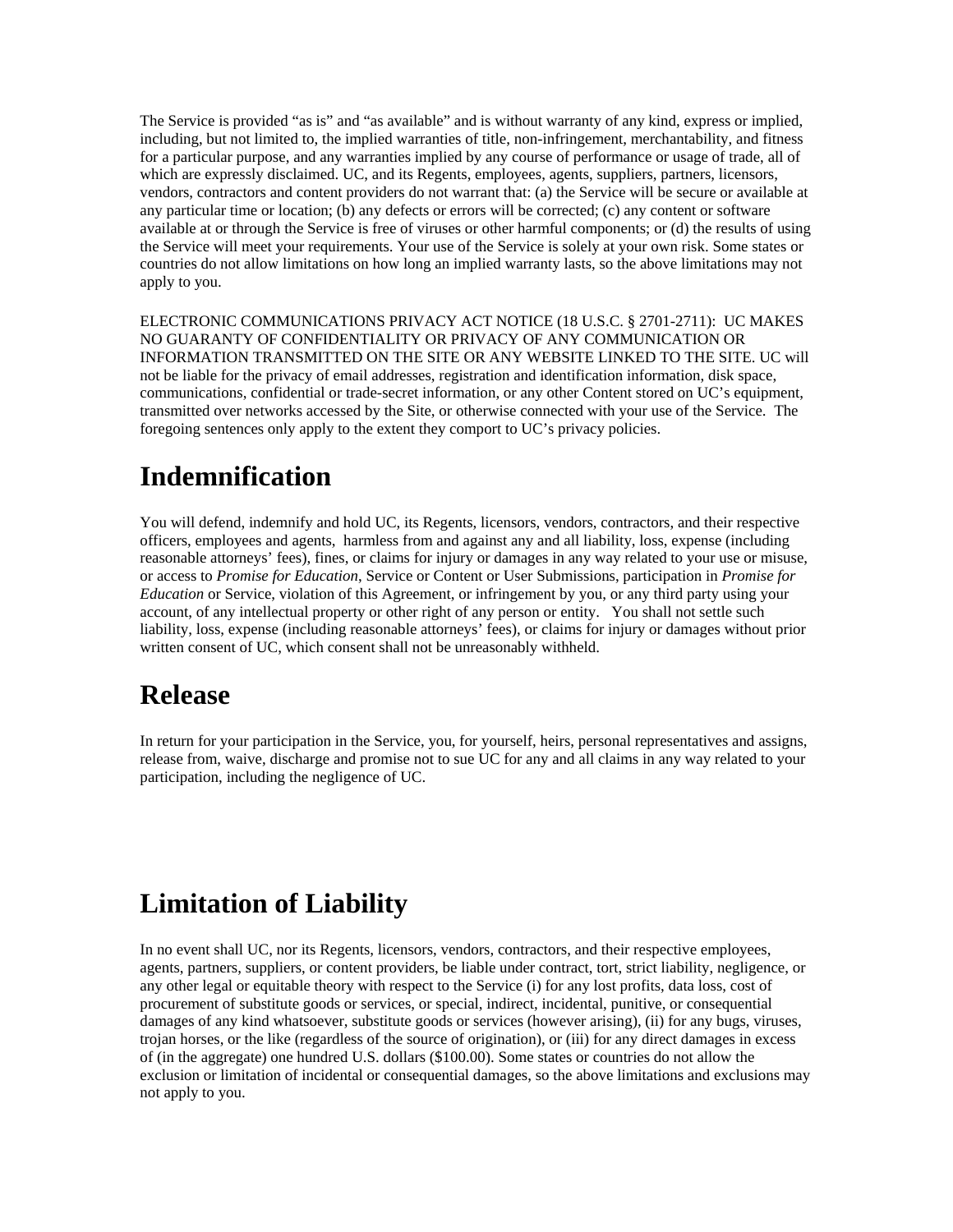The Service is provided “as is” and “as available” and is without warranty of any kind, express or implied, including, but not limited to, the implied warranties of title, non-infringement, merchantability, and fitness for a particular purpose, and any warranties implied by any course of performance or usage of trade, all of which are expressly disclaimed. UC, and its Regents, employees, agents, suppliers, partners, licensors, vendors, contractors and content providers do not warrant that: (a) the Service will be secure or available at any particular time or location; (b) any defects or errors will be corrected; (c) any content or software available at or through the Service is free of viruses or other harmful components; or (d) the results of using the Service will meet your requirements. Your use of the Service is solely at your own risk. Some states or countries do not allow limitations on how long an implied warranty lasts, so the above limitations may not apply to you.

ELECTRONIC COMMUNICATIONS PRIVACY ACT NOTICE (18 U.S.C. § 2701-2711): UC MAKES NO GUARANTY OF CONFIDENTIALITY OR PRIVACY OF ANY COMMUNICATION OR INFORMATION TRANSMITTED ON THE SITE OR ANY WEBSITE LINKED TO THE SITE. UC will not be liable for the privacy of email addresses, registration and identification information, disk space, communications, confidential or trade-secret information, or any other Content stored on UC’s equipment, transmitted over networks accessed by the Site, or otherwise connected with your use of the Service. The foregoing sentences only apply to the extent they comport to UC’s privacy policies.

# Indemnification

You will defend, indemnify and hold UC, its Regents, licensors, vendors, contractors, and their respective officers, employees and agents, harmless from and against any and all liability, loss, expense (including reasonable attorneys’ fees), fines, or claims for injury or damages in any way related to your use or misuse, or access to *Promise for Education*, Service or Content or User Submissions, participation in *Promise for Education* or Service, violation of this Agreement, or infringement by you, or any third party using your account, of any intellectual property or other right of any person or entity. You shall not settle such liability, loss, expense (including reasonable attorneys’ fees), or claims for injury or damages without prior written consent of UC, which consent shall not be unreasonably withheld.

# Release

In return for your participation in the Service, you, for yourself, heirs, personal representatives and assigns, release from, waive, discharge and promise not to sue UC for any and all claims in any way related to your participation, including the negligence of UC.

# Limitation of Liability

In no event shall UC, nor its Regents, licensors, vendors, contractors, and their respective employees, agents, partners, suppliers, or content providers, be liable under contract, tort, strict liability, negligence, or any other legal or equitable theory with respect to the Service (i) for any lost profits, data loss, cost of procurement of substitute goods or services, or special, indirect, incidental, punitive, or consequential damages of any kind whatsoever, substitute goods or services (however arising), (ii) for any bugs, viruses, trojan horses, or the like (regardless of the source of origination), or (iii) for any direct damages in excess of (in the aggregate) one hundred U.S. dollars ($100.00). Some states or countries do not allow the exclusion or limitation of incidental or consequential damages, so the above limitations and exclusions may not apply to you.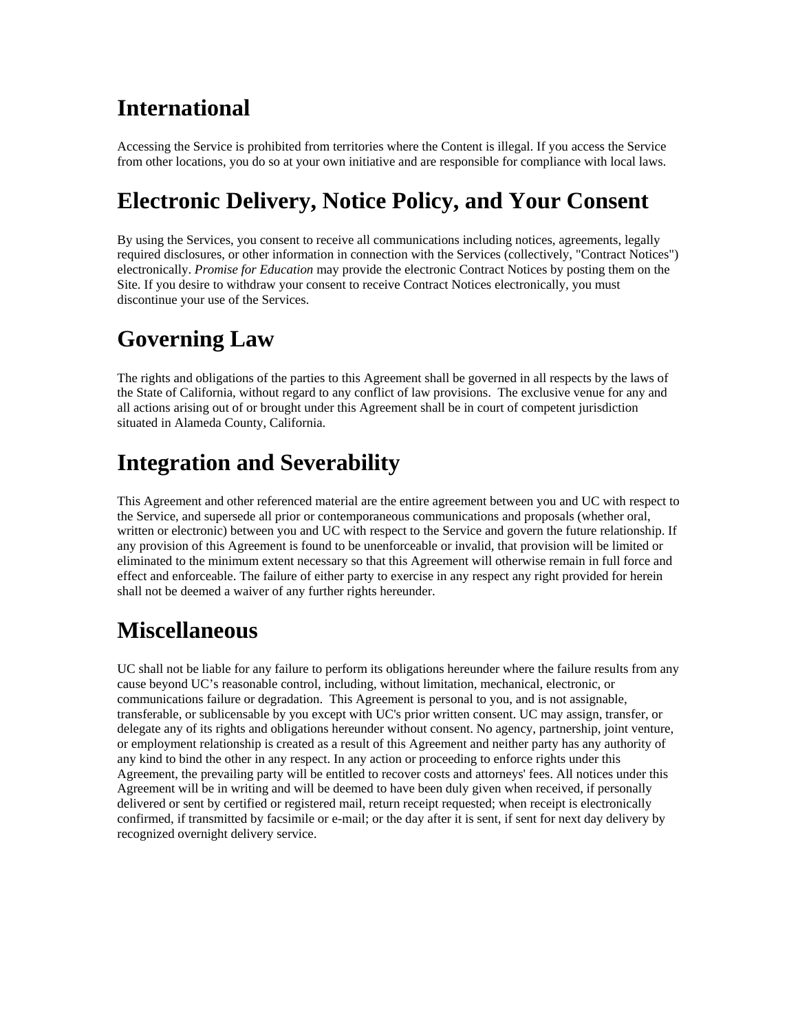# International

Accessing the Service is prohibited from territories where the Content is illegal. If you access the Service from other locations, you do so at your own initiative and are responsible for compliance with local laws.

# Electronic Delivery, Notice Policy, and Your Consent

By using the Services, you consent to receive all communications including notices, agreements, legally required disclosures, or other information in connection with the Services (collectively, "Contract Notices") electronically. *Promise for Education* may provide the electronic Contract Notices by posting them on the Site. If you desire to withdraw your consent to receive Contract Notices electronically, you must discontinue your use of the Services.

# Governing Law

The rights and obligations of the parties to this Agreement shall be governed in all respects by the laws of the State of California, without regard to any conflict of law provisions. The exclusive venue for any and all actions arising out of or brought under this Agreement shall be in court of competent jurisdiction situated in Alameda County, California.

# Integration and Severability

This Agreement and other referenced material are the entire agreement between you and UC with respect to the Service, and supersede all prior or contemporaneous communications and proposals (whether oral, written or electronic) between you and UC with respect to the Service and govern the future relationship. If any provision of this Agreement is found to be unenforceable or invalid, that provision will be limited or eliminated to the minimum extent necessary so that this Agreement will otherwise remain in full force and effect and enforceable. The failure of either party to exercise in any respect any right provided for herein shall not be deemed a waiver of any further rights hereunder.

# Miscellaneous

UC shall not be liable for any failure to perform its obligations hereunder where the failure results from any cause beyond UC's reasonable control, including, without limitation, mechanical, electronic, or communications failure or degradation. This Agreement is personal to you, and is not assignable, transferable, or sublicensable by you except with UC's prior written consent. UC may assign, transfer, or delegate any of its rights and obligations hereunder without consent. No agency, partnership, joint venture, or employment relationship is created as a result of this Agreement and neither party has any authority of any kind to bind the other in any respect. In any action or proceeding to enforce rights under this Agreement, the prevailing party will be entitled to recover costs and attorneys' fees. All notices under this Agreement will be in writing and will be deemed to have been duly given when received, if personally delivered or sent by certified or registered mail, return receipt requested; when receipt is electronically confirmed, if transmitted by facsimile or e-mail; or the day after it is sent, if sent for next day delivery by recognized overnight delivery service.